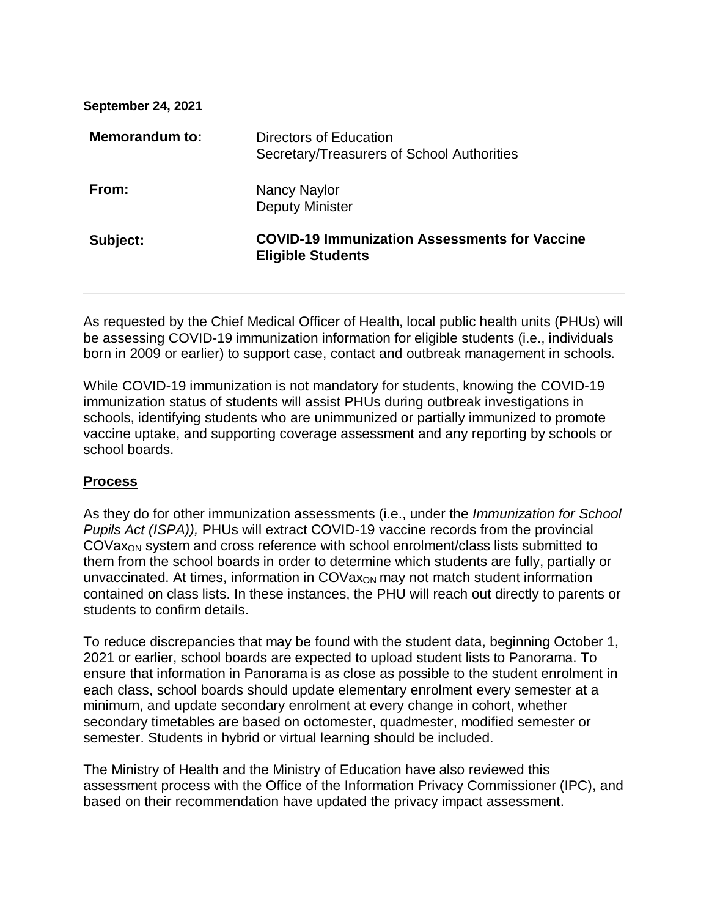**September 24, 2021**

**Memorandum to:** Directors of Education
Secretary/Treasurers of School Authorities

**From:** Nancy Naylor
Deputy Minister

**Subject:** **COVID-19 Immunization Assessments for Vaccine Eligible Students**

---

As requested by the Chief Medical Officer of Health, local public health units (PHUs) will be assessing COVID-19 immunization information for eligible students (i.e., individuals born in 2009 or earlier) to support case, contact and outbreak management in schools.

While COVID-19 immunization is not mandatory for students, knowing the COVID-19 immunization status of students will assist PHUs during outbreak investigations in schools, identifying students who are unimmunized or partially immunized to promote vaccine uptake, and supporting coverage assessment and any reporting by schools or school boards.

## **Process**

As they do for other immunization assessments (i.e., under the *Immunization for School Pupils Act (ISPA)),* PHUs will extract COVID-19 vaccine records from the provincial $COVax_{ON}$ system and cross reference with school enrolment/class lists submitted to them from the school boards in order to determine which students are fully, partially or unvaccinated. At times, information in $COVax_{ON}$ may not match student information contained on class lists. In these instances, the PHU will reach out directly to parents or students to confirm details.

To reduce discrepancies that may be found with the student data, beginning October 1, 2021 or earlier, school boards are expected to upload student lists to Panorama. To ensure that information in Panorama is as close as possible to the student enrolment in each class, school boards should update elementary enrolment every semester at a minimum, and update secondary enrolment at every change in cohort, whether secondary timetables are based on octomester, quadmester, modified semester or semester. Students in hybrid or virtual learning should be included.

The Ministry of Health and the Ministry of Education have also reviewed this assessment process with the Office of the Information Privacy Commissioner (IPC), and based on their recommendation have updated the privacy impact assessment.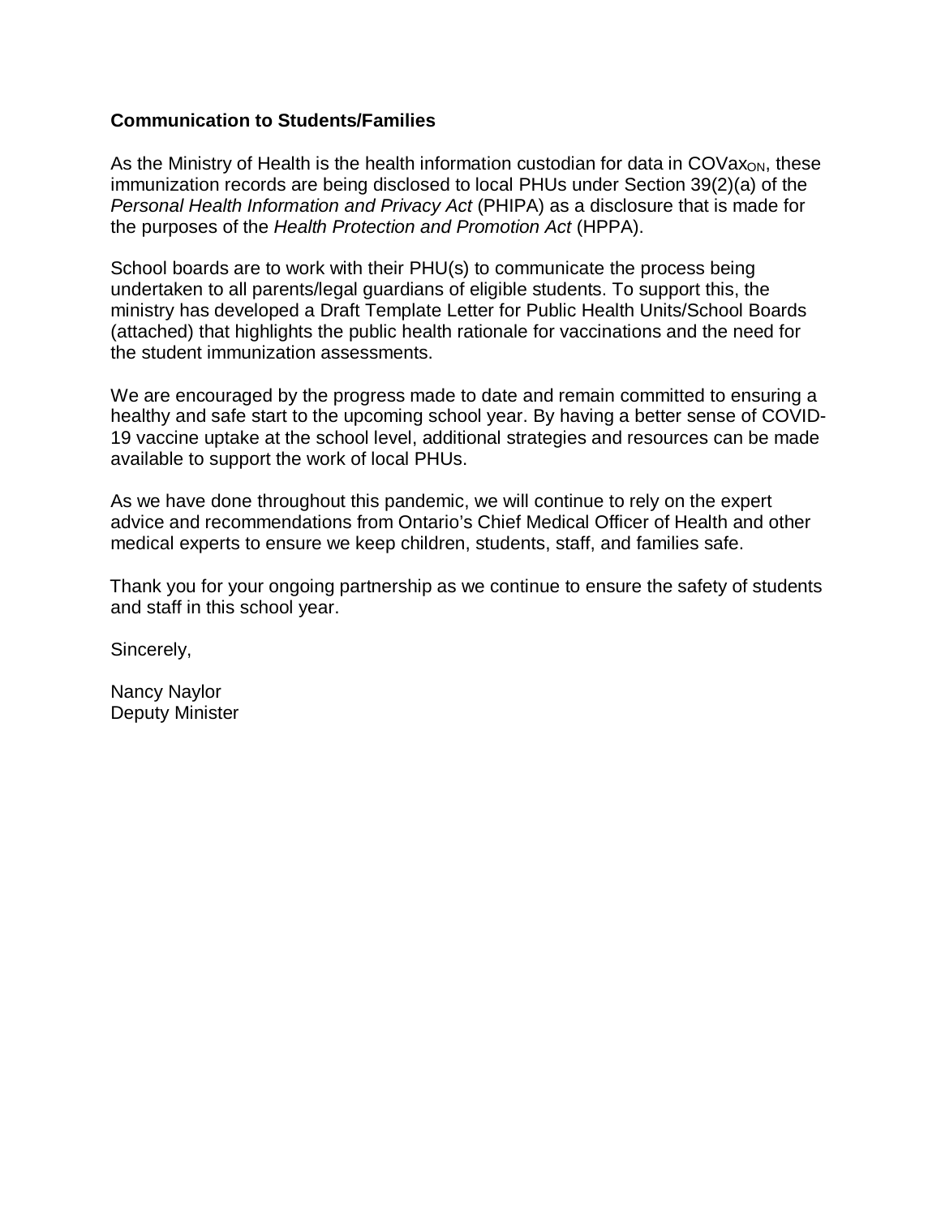**Communication to Students/Families**

As the Ministry of Health is the health information custodian for data in $COVax_{ON}$, these immunization records are being disclosed to local PHUs under Section 39(2)(a) of the *Personal Health Information and Privacy Act* (PHIPA) as a disclosure that is made for the purposes of the *Health Protection and Promotion Act* (HPPA).

School boards are to work with their PHU(s) to communicate the process being undertaken to all parents/legal guardians of eligible students. To support this, the ministry has developed a Draft Template Letter for Public Health Units/School Boards (attached) that highlights the public health rationale for vaccinations and the need for the student immunization assessments.

We are encouraged by the progress made to date and remain committed to ensuring a healthy and safe start to the upcoming school year. By having a better sense of COVID-19 vaccine uptake at the school level, additional strategies and resources can be made available to support the work of local PHUs.

As we have done throughout this pandemic, we will continue to rely on the expert advice and recommendations from Ontario's Chief Medical Officer of Health and other medical experts to ensure we keep children, students, staff, and families safe.

Thank you for your ongoing partnership as we continue to ensure the safety of students and staff in this school year.

Sincerely,

Nancy Naylor
Deputy Minister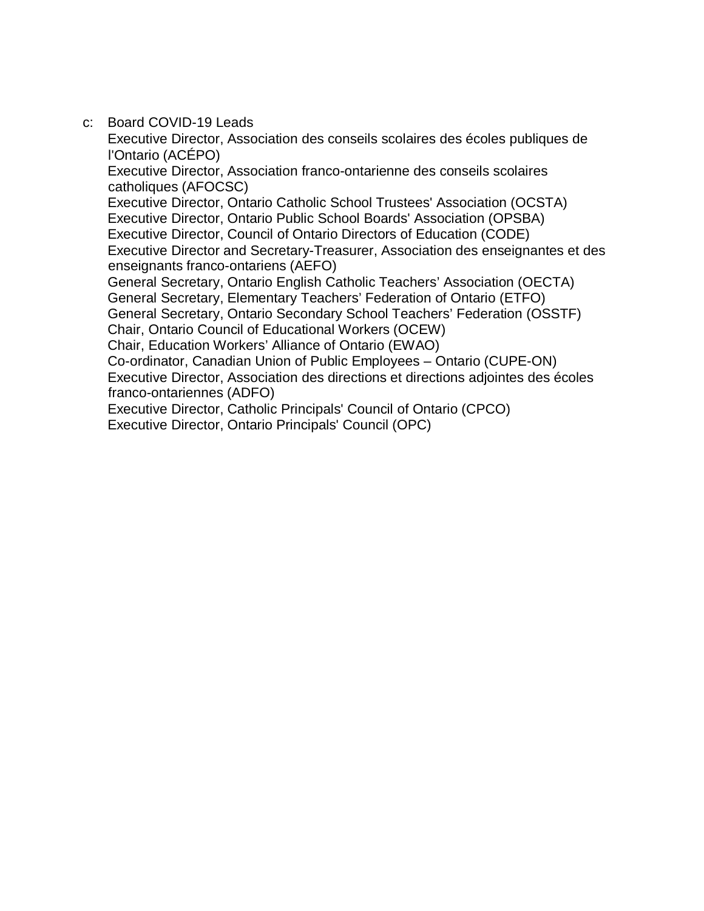c: Board COVID-19 Leads
Executive Director, Association des conseils scolaires des écoles publiques de l'Ontario (ACÉPO)
Executive Director, Association franco-ontarienne des conseils scolaires catholiques (AFOCSC)
Executive Director, Ontario Catholic School Trustees' Association (OCSTA)
Executive Director, Ontario Public School Boards' Association (OPSBA)
Executive Director, Council of Ontario Directors of Education (CODE)
Executive Director and Secretary-Treasurer, Association des enseignantes et des enseignants franco-ontariens (AEFO)
General Secretary, Ontario English Catholic Teachers' Association (OECTA)
General Secretary, Elementary Teachers' Federation of Ontario (ETFO)
General Secretary, Ontario Secondary School Teachers' Federation (OSSTF)
Chair, Ontario Council of Educational Workers (OCEW)
Chair, Education Workers' Alliance of Ontario (EWAO)
Co-ordinator, Canadian Union of Public Employees – Ontario (CUPE-ON)
Executive Director, Association des directions et directions adjointes des écoles franco-ontariennes (ADFO)
Executive Director, Catholic Principals' Council of Ontario (CPCO)
Executive Director, Ontario Principals' Council (OPC)